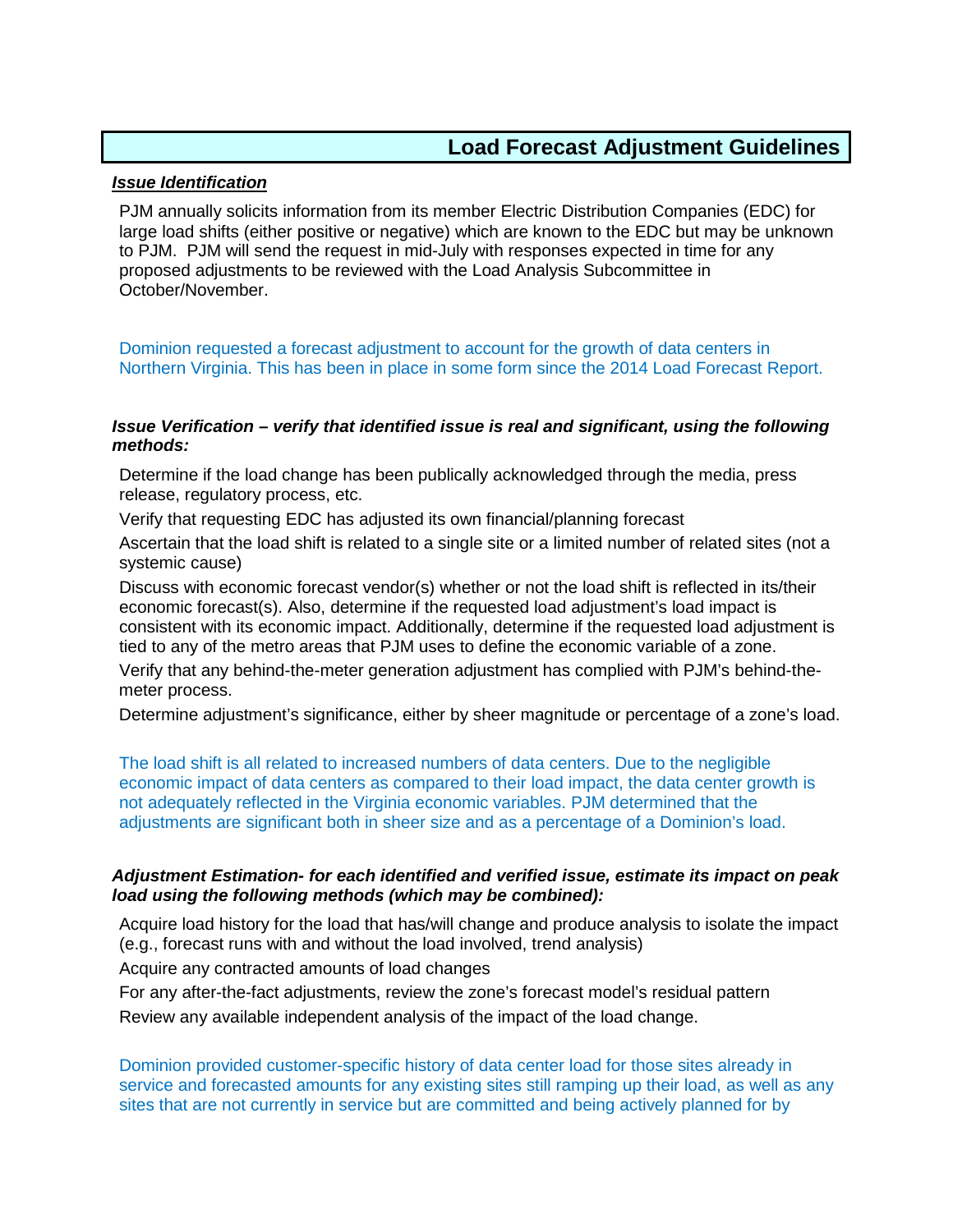# Load Forecast Adjustment Guidelines

***Issue Identification***

PJM annually solicits information from its member Electric Distribution Companies (EDC) for large load shifts (either positive or negative) which are known to the EDC but may be unknown to PJM. PJM will send the request in mid-July with responses expected in time for any proposed adjustments to be reviewed with the Load Analysis Subcommittee in October/November.

Dominion requested a forecast adjustment to account for the growth of data centers in Northern Virginia. This has been in place in some form since the 2014 Load Forecast Report.

***Issue Verification – verify that identified issue is real and significant, using the following methods:***

Determine if the load change has been publically acknowledged through the media, press release, regulatory process, etc.

Verify that requesting EDC has adjusted its own financial/planning forecast

Ascertain that the load shift is related to a single site or a limited number of related sites (not a systemic cause)

Discuss with economic forecast vendor(s) whether or not the load shift is reflected in its/their economic forecast(s). Also, determine if the requested load adjustment's load impact is consistent with its economic impact. Additionally, determine if the requested load adjustment is tied to any of the metro areas that PJM uses to define the economic variable of a zone.

Verify that any behind-the-meter generation adjustment has complied with PJM's behind-the-meter process.

Determine adjustment's significance, either by sheer magnitude or percentage of a zone's load.

The load shift is all related to increased numbers of data centers. Due to the negligible economic impact of data centers as compared to their load impact, the data center growth is not adequately reflected in the Virginia economic variables. PJM determined that the adjustments are significant both in sheer size and as a percentage of a Dominion's load.

***Adjustment Estimation- for each identified and verified issue, estimate its impact on peak load using the following methods (which may be combined):***

Acquire load history for the load that has/will change and produce analysis to isolate the impact (e.g., forecast runs with and without the load involved, trend analysis)

Acquire any contracted amounts of load changes

For any after-the-fact adjustments, review the zone's forecast model's residual pattern

Review any available independent analysis of the impact of the load change.

Dominion provided customer-specific history of data center load for those sites already in service and forecasted amounts for any existing sites still ramping up their load, as well as any sites that are not currently in service but are committed and being actively planned for by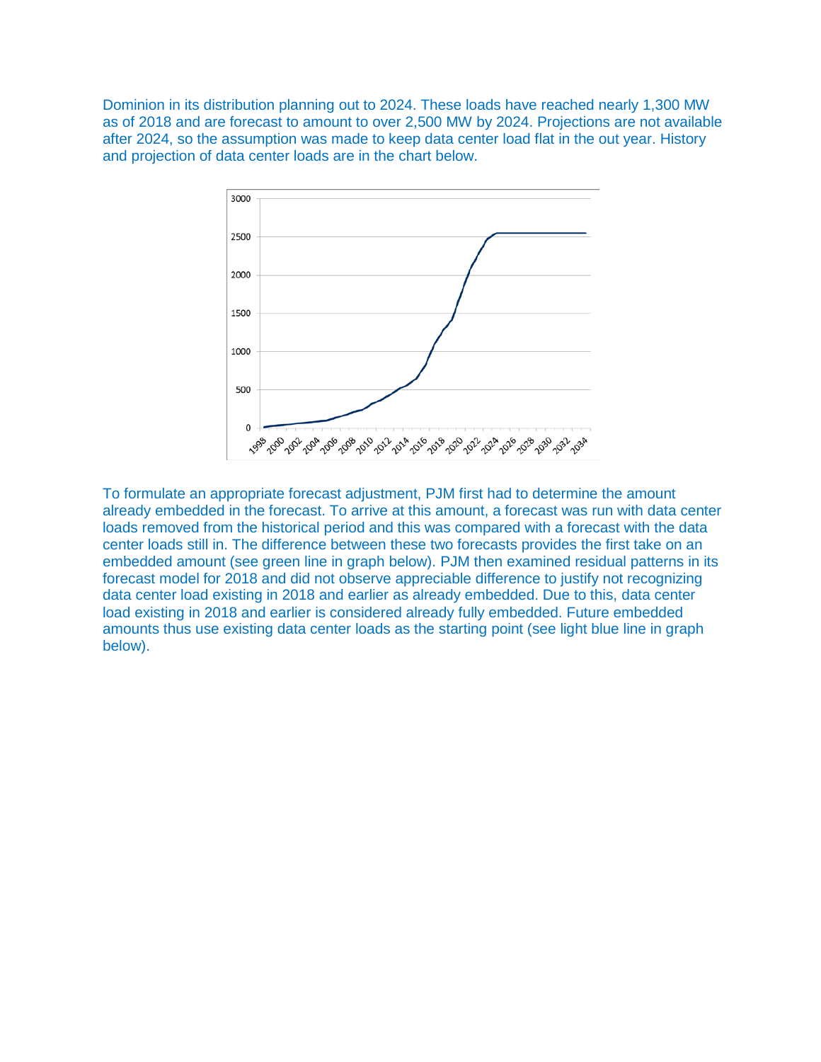Dominion in its distribution planning out to 2024. These loads have reached nearly 1,300 MW as of 2018 and are forecast to amount to over 2,500 MW by 2024. Projections are not available after 2024, so the assumption was made to keep data center load flat in the out year. History and projection of data center loads are in the chart below.

To formulate an appropriate forecast adjustment, PJM first had to determine the amount already embedded in the forecast. To arrive at this amount, a forecast was run with data center loads removed from the historical period and this was compared with a forecast with the data center loads still in. The difference between these two forecasts provides the first take on an embedded amount (see green line in graph below). PJM then examined residual patterns in its forecast model for 2018 and did not observe appreciable difference to justify not recognizing data center load existing in 2018 and earlier as already embedded. Due to this, data center load existing in 2018 and earlier is considered already fully embedded. Future embedded amounts thus use existing data center loads as the starting point (see light blue line in graph below).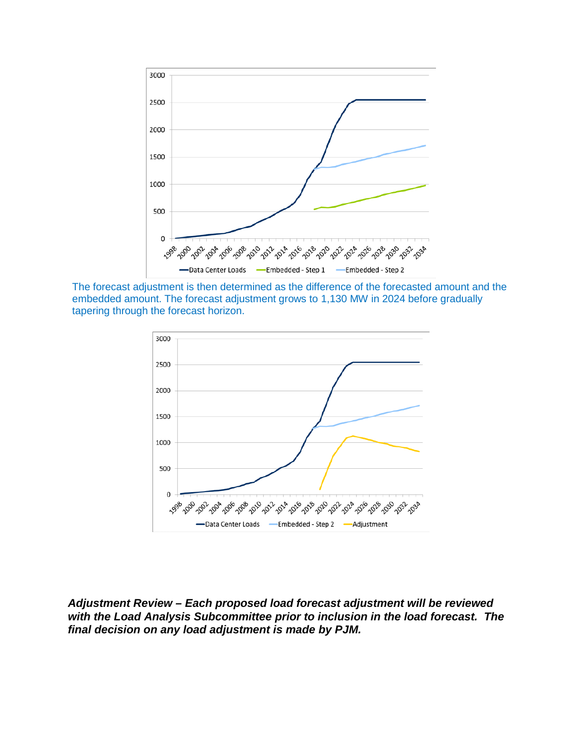The forecast adjustment is then determined as the difference of the forecasted amount and the embedded amount. The forecast adjustment grows to 1,130 MW in 2024 before gradually tapering through the forecast horizon.

***Adjustment Review – Each proposed load forecast adjustment will be reviewed with the Load Analysis Subcommittee prior to inclusion in the load forecast. The final decision on any load adjustment is made by PJM.***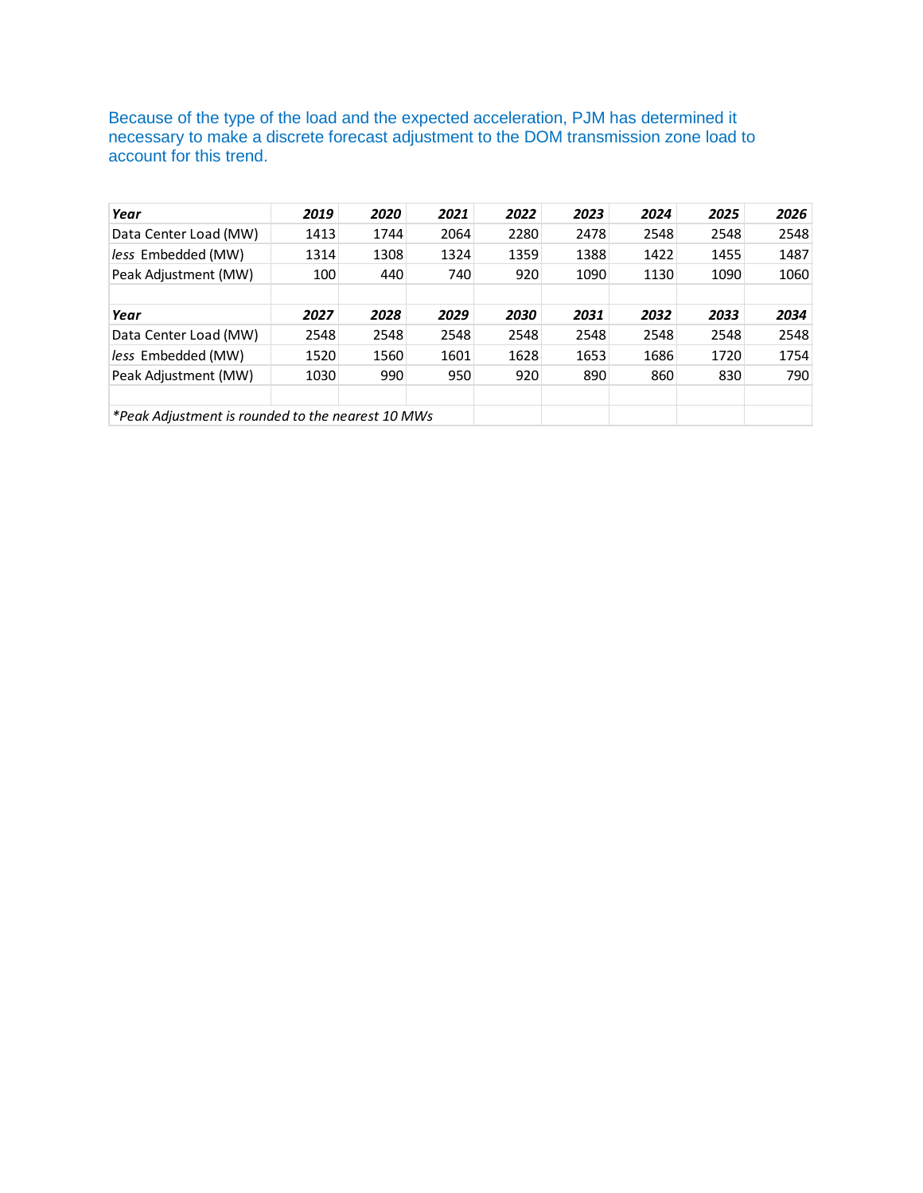Because of the type of the load and the expected acceleration, PJM has determined it necessary to make a discrete forecast adjustment to the DOM transmission zone load to account for this trend.

| ***Year*** | ***2019*** | ***2020*** | ***2021*** | ***2022*** | ***2023*** | ***2024*** | ***2025*** | ***2026*** |
|---|---|---|---|---|---|---|---|---|
| Data Center Load (MW) | 1413 | 1744 | 2064 | 2280 | 2478 | 2548 | 2548 | 2548 |
| *less* Embedded (MW) | 1314 | 1308 | 1324 | 1359 | 1388 | 1422 | 1455 | 1487 |
| Peak Adjustment (MW) | 100 | 440 | 740 | 920 | 1090 | 1130 | 1090 | 1060 |
| | | | | | | | | |
| ***Year*** | ***2027*** | ***2028*** | ***2029*** | ***2030*** | ***2031*** | ***2032*** | ***2033*** | ***2034*** |
| Data Center Load (MW) | 2548 | 2548 | 2548 | 2548 | 2548 | 2548 | 2548 | 2548 |
| *less* Embedded (MW) | 1520 | 1560 | 1601 | 1628 | 1653 | 1686 | 1720 | 1754 |
| Peak Adjustment (MW) | 1030 | 990 | 950 | 920 | 890 | 860 | 830 | 790 |
| | | | | | | | | |
| **Peak Adjustment is rounded to the nearest 10 MWs* | | | | | | | | |